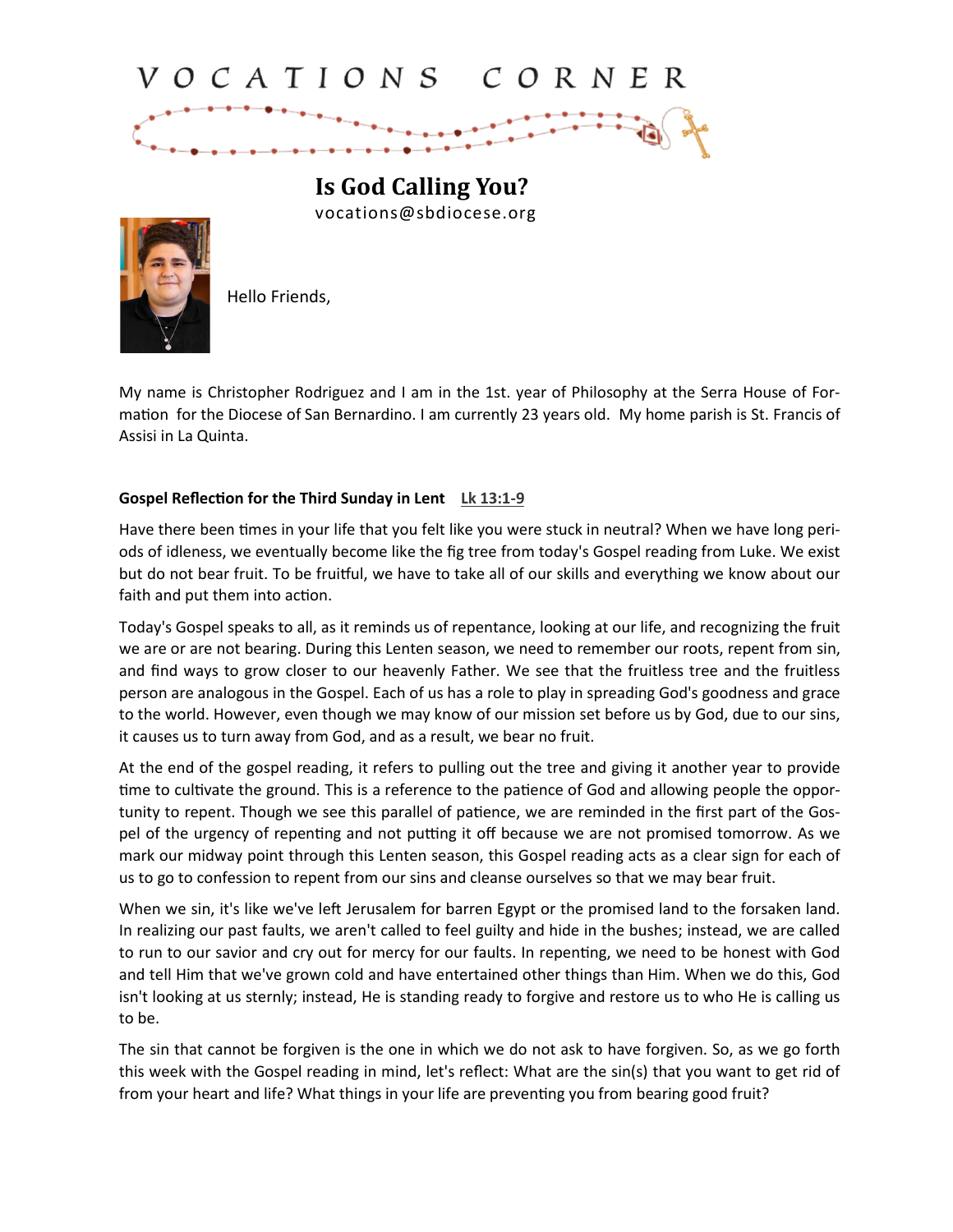# VOCATIONS CORNER

## Is God Calling You?

vocations@sbdiocese.org

Hello Friends,

My name is Christopher Rodriguez and I am in the 1st. year of Philosophy at the Serra House of Formation for the Diocese of San Bernardino. I am currently 23 years old. My home parish is St. Francis of Assisi in La Quinta.

**Gospel Reflection for the Third Sunday in Lent** **Lk 13:1-9**

Have there been times in your life that you felt like you were stuck in neutral? When we have long periods of idleness, we eventually become like the fig tree from today's Gospel reading from Luke. We exist but do not bear fruit. To be fruitful, we have to take all of our skills and everything we know about our faith and put them into action.

Today's Gospel speaks to all, as it reminds us of repentance, looking at our life, and recognizing the fruit we are or are not bearing. During this Lenten season, we need to remember our roots, repent from sin, and find ways to grow closer to our heavenly Father. We see that the fruitless tree and the fruitless person are analogous in the Gospel. Each of us has a role to play in spreading God's goodness and grace to the world. However, even though we may know of our mission set before us by God, due to our sins, it causes us to turn away from God, and as a result, we bear no fruit.

At the end of the gospel reading, it refers to pulling out the tree and giving it another year to provide time to cultivate the ground. This is a reference to the patience of God and allowing people the opportunity to repent. Though we see this parallel of patience, we are reminded in the first part of the Gospel of the urgency of repenting and not putting it off because we are not promised tomorrow. As we mark our midway point through this Lenten season, this Gospel reading acts as a clear sign for each of us to go to confession to repent from our sins and cleanse ourselves so that we may bear fruit.

When we sin, it's like we've left Jerusalem for barren Egypt or the promised land to the forsaken land. In realizing our past faults, we aren't called to feel guilty and hide in the bushes; instead, we are called to run to our savior and cry out for mercy for our faults. In repenting, we need to be honest with God and tell Him that we've grown cold and have entertained other things than Him. When we do this, God isn't looking at us sternly; instead, He is standing ready to forgive and restore us to who He is calling us to be.

The sin that cannot be forgiven is the one in which we do not ask to have forgiven. So, as we go forth this week with the Gospel reading in mind, let's reflect: What are the sin(s) that you want to get rid of from your heart and life? What things in your life are preventing you from bearing good fruit?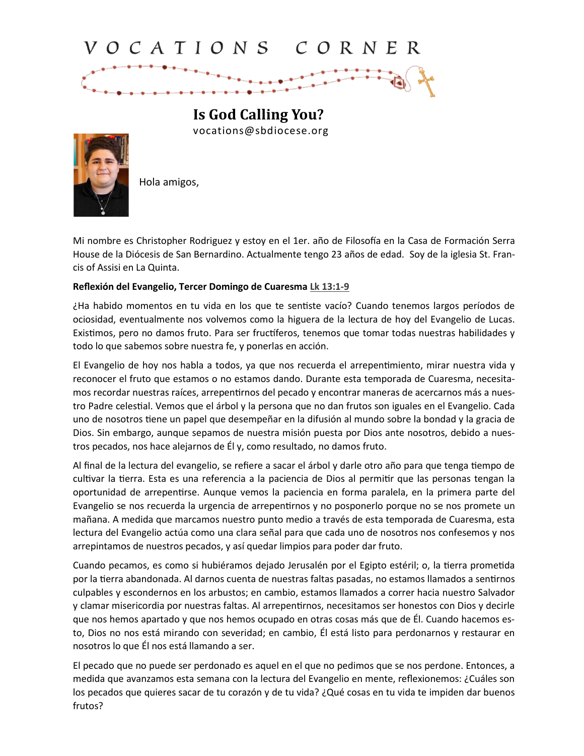# VOCATIONS CORNER

## Is God Calling You?

vocations@sbdiocese.org

Hola amigos,

Mi nombre es Christopher Rodriguez y estoy en el 1er. año de Filosofía en la Casa de Formación Serra House de la Diócesis de San Bernardino. Actualmente tengo 23 años de edad. Soy de la iglesia St. Francis of Assisi en La Quinta.

**Reflexión del Evangelio, Tercer Domingo de Cuaresma** Lk 13:1-9

¿Ha habido momentos en tu vida en los que te sentiste vacío? Cuando tenemos largos períodos de ociosidad, eventualmente nos volvemos como la higuera de la lectura de hoy del Evangelio de Lucas. Existimos, pero no damos fruto. Para ser fructíferos, tenemos que tomar todas nuestras habilidades y todo lo que sabemos sobre nuestra fe, y ponerlas en acción.

El Evangelio de hoy nos habla a todos, ya que nos recuerda el arrepentimiento, mirar nuestra vida y reconocer el fruto que estamos o no estamos dando. Durante esta temporada de Cuaresma, necesitamos recordar nuestras raíces, arrepentirnos del pecado y encontrar maneras de acercarnos más a nuestro Padre celestial. Vemos que el árbol y la persona que no dan frutos son iguales en el Evangelio. Cada uno de nosotros tiene un papel que desempeñar en la difusión al mundo sobre la bondad y la gracia de Dios. Sin embargo, aunque sepamos de nuestra misión puesta por Dios ante nosotros, debido a nuestros pecados, nos hace alejarnos de Él y, como resultado, no damos fruto.

Al final de la lectura del evangelio, se refiere a sacar el árbol y darle otro año para que tenga tiempo de cultivar la tierra. Esta es una referencia a la paciencia de Dios al permitir que las personas tengan la oportunidad de arrepentirse. Aunque vemos la paciencia en forma paralela, en la primera parte del Evangelio se nos recuerda la urgencia de arrepentirnos y no posponerlo porque no se nos promete un mañana. A medida que marcamos nuestro punto medio a través de esta temporada de Cuaresma, esta lectura del Evangelio actúa como una clara señal para que cada uno de nosotros nos confesemos y nos arrepintamos de nuestros pecados, y así quedar limpios para poder dar fruto.

Cuando pecamos, es como si hubiéramos dejado Jerusalén por el Egipto estéril; o, la tierra prometida por la tierra abandonada. Al darnos cuenta de nuestras faltas pasadas, no estamos llamados a sentirnos culpables y escondernos en los arbustos; en cambio, estamos llamados a correr hacia nuestro Salvador y clamar misericordia por nuestras faltas. Al arrepentirnos, necesitamos ser honestos con Dios y decirle que nos hemos apartado y que nos hemos ocupado en otras cosas más que de Él. Cuando hacemos esto, Dios no nos está mirando con severidad; en cambio, Él está listo para perdonarnos y restaurar en nosotros lo que Él nos está llamando a ser.

El pecado que no puede ser perdonado es aquel en el que no pedimos que se nos perdone. Entonces, a medida que avanzamos esta semana con la lectura del Evangelio en mente, reflexionemos: ¿Cuáles son los pecados que quieres sacar de tu corazón y de tu vida? ¿Qué cosas en tu vida te impiden dar buenos frutos?